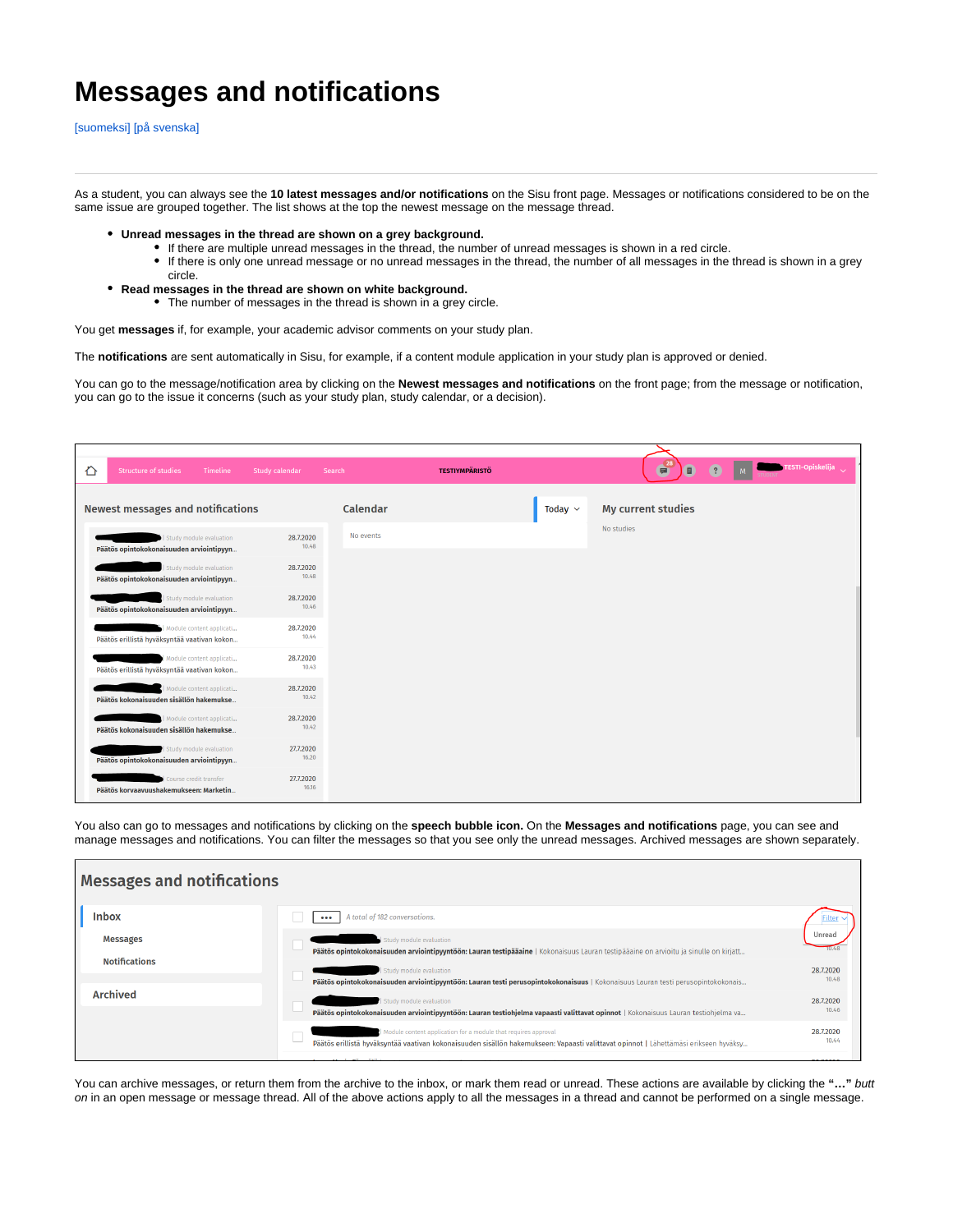# Messages and notifications

[suomeksi] [på svenska]

---

As a student, you can always see the **10 latest messages and/or notifications** on the Sisu front page. Messages or notifications considered to be on the same issue are grouped together. The list shows at the top the newest message on the message thread.

- **Unread messages in the thread are shown on a grey background.**
  - If there are multiple unread messages in the thread, the number of unread messages is shown in a red circle.
  - If there is only one unread message or no unread messages in the thread, the number of all messages in the thread is shown in a grey circle.
- **Read messages in the thread are shown on white background.**
  - The number of messages in the thread is shown in a grey circle.

You get **messages** if, for example, your academic advisor comments on your study plan.

The **notifications** are sent automatically in Sisu, for example, if a content module application in your study plan is approved or denied.

You can go to the message/notification area by clicking on the **Newest messages and notifications** on the front page; from the message or notification, you can go to the issue it concerns (such as your study plan, study calendar, or a decision).

You also can go to messages and notifications by clicking on the **speech bubble icon.** On the **Messages and notifications** page, you can see and manage messages and notifications. You can filter the messages so that you see only the unread messages. Archived messages are shown separately.

You can archive messages, or return them from the archive to the inbox, or mark them read or unread. These actions are available by clicking the **"…"** *button* in an open message or message thread. All of the above actions apply to all the messages in a thread and cannot be performed on a single message.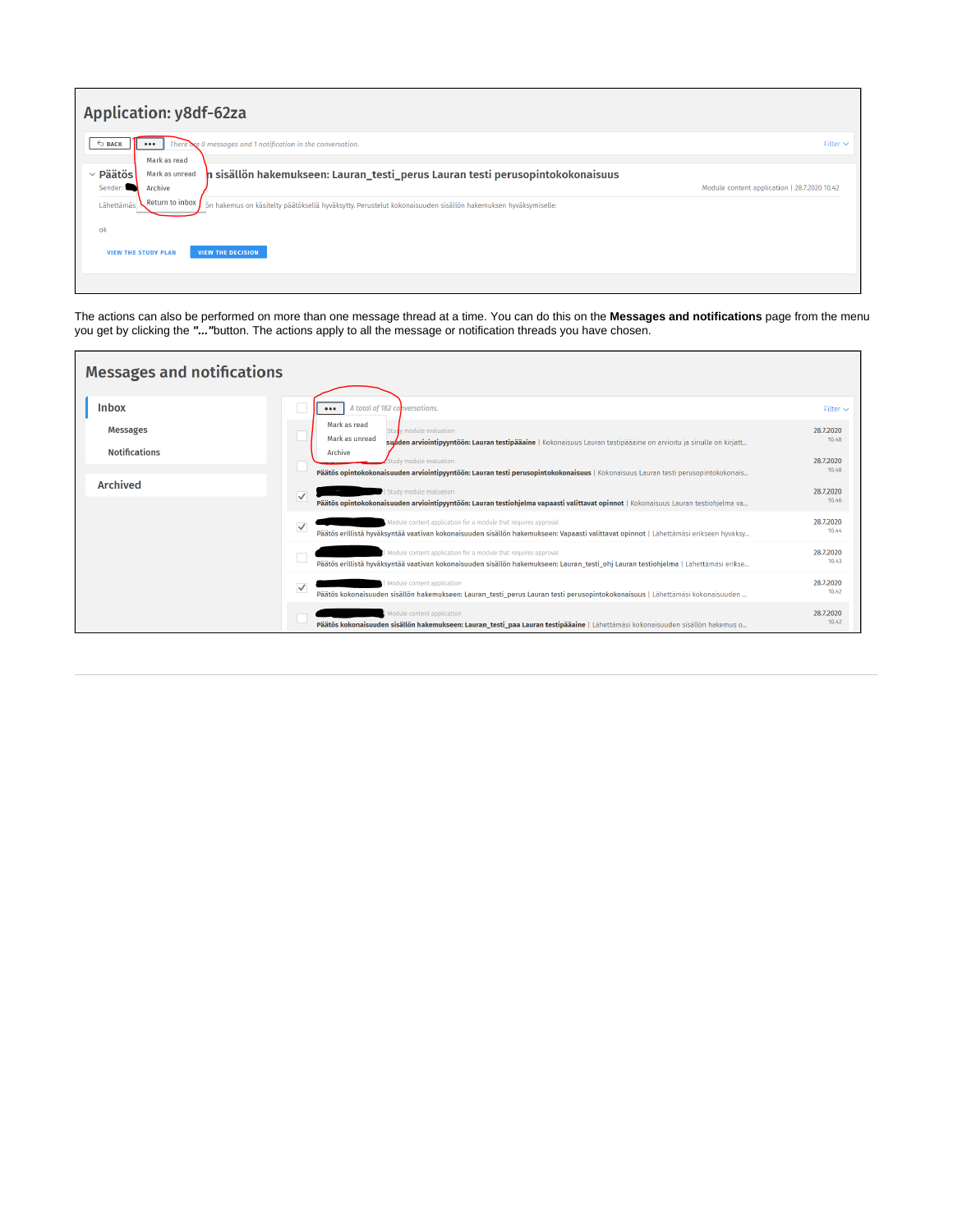**Application: y8df-62za**

BACK

•••

There are 0 messages and 1 notification in the conversation.

Filter

Mark as read

Mark as unread

Archive

Return to inbox

Päätös ... n sisällön hakemukseen: Lauran_testi_perus Lauran testi perusopintokokonaisuus

Sender:

Module content application | 28.7.2020 10.42

Lähettämäs ... ön hakemus on käsitelty päätöksellä hyväksytty. Perustelut kokonaisuuden sisällön hakemuksen hyväksymiselle:

ok

VIEW THE STUDY PLAN

VIEW THE DECISION

The actions can also be performed on more than one message thread at a time. You can do this on the **Messages and notifications** page from the menu you get by clicking the ***"..."***button. The actions apply to all the message or notification threads you have chosen.

**Messages and notifications**

Inbox

Messages

Notifications

Archived

•••

A total of 182 conversations.

Filter

Mark as read

Mark as unread

Archive

Study module evaluation | 28.7.2020 10.48
...suuden arviointipyyntöön: Lauran testipääaine | Kokonaisuus Lauran testipääaine on arvioitu ja sinulle on kirjatt...

Study module evaluation | 28.7.2020 10.48
Päätös opintokokonaisuuden arviointipyyntöön: Lauran testi perusopintokokonaisuus | Kokonaisuus Lauran testi perusopintokokonais...

Study module evaluation | 28.7.2020 10.46
Päätös opintokokonaisuuden arviointipyyntöön: Lauran testiohjelma vapaasti valittavat opinnot | Kokonaisuus Lauran testiohjelma va...

Module content application for a module that requires approval | 28.7.2020 10.44
Päätös erillistä hyväksyntää vaativan kokonaisuuden sisällön hakemukseen: Vapaasti valittavat opinnot | Lähettämäsi erikseen hyväksy...

Module content application for a module that requires approval | 28.7.2020 10.43
Päätös erillistä hyväksyntää vaativan kokonaisuuden sisällön hakemukseen: Lauran_testi_ohj Lauran testiohjelma | Lähettämäsi erikse...

Module content application | 28.7.2020 10.42
Päätös kokonaisuuden sisällön hakemukseen: Lauran_testi_perus Lauran testi perusopintokokonaisuus | Lähettämäsi kokonaisuuden ...

Module content application | 28.7.2020 10.42
Päätös kokonaisuuden sisällön hakemukseen: Lauran_testi_paa Lauran testipääaine | Lähettämäsi kokonaisuuden sisällön hakemus o...